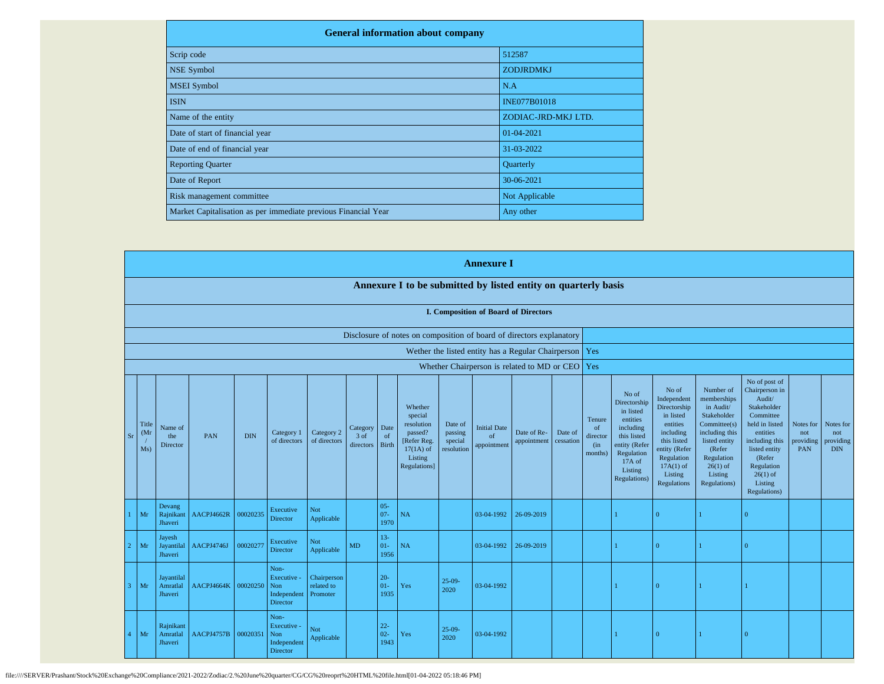| General information about company | |
| --- | --- |
| Scrip code | 512587 |
| NSE Symbol | ZODJRDMKJ |
| MSEI Symbol | N.A |
| ISIN | INE077B01018 |
| Name of the entity | ZODIAC-JRD-MKJ LTD. |
| Date of start of financial year | 01-04-2021 |
| Date of end of financial year | 31-03-2022 |
| Reporting Quarter | Quarterly |
| Date of Report | 30-06-2021 |
| Risk management committee | Not Applicable |
| Market Capitalisation as per immediate previous Financial Year | Any other |

## Annexure I

### Annexure I to be submitted by listed entity on quarterly basis

#### I. Composition of Board of Directors

| Disclosure of notes on composition of board of directors explanatory | |
| --- | --- |
| Wether the listed entity has a Regular Chairperson | Yes |
| Whether Chairperson is related to MD or CEO | Yes |

| Sr | Title (Mr / Ms) | Name of the Director | PAN | DIN | Category 1 of directors | Category 2 of directors | Category 3 of directors | Date of Birth | Whether special resolution passed? [Refer Reg. 17(1A) of Listing Regulations] | Date of passing special resolution | Initial Date of appointment | Date of Re-appointment | Date of cessation | Tenure of director (in months) | No of Directorship in listed entities including this listed entity (Refer Regulation 17A of Listing Regulations) | No of Independent Directorship in listed entities including this listed entity (Refer Regulation 17A(1) of Listing Regulations | Number of memberships in Audit/ Stakeholder Committee(s) including this listed entity (Refer Regulation 26(1) of Listing Regulations) | No of post of Chairperson in Audit/ Stakeholder Committee held in listed entities including this listed entity (Refer Regulation 26(1) of Listing Regulations) | Notes for not providing PAN | Notes for not providing DIN |
| --- | --- | --- | --- | --- | --- | --- | --- | --- | --- | --- | --- | --- | --- | --- | --- | --- | --- | --- | --- | --- |
| 1 | Mr | Devang Rajnikant Jhaveri | AACPJ4662R | 00020235 | Executive Director | Not Applicable | | 05-07-1970 | NA | | 03-04-1992 | 26-09-2019 | | | 1 | 0 | 1 | 0 | | |
| 2 | Mr | Jayesh Jayantilal Jhaveri | AACPJ4746J | 00020277 | Executive Director | Not Applicable | MD | 13-01-1956 | NA | | 03-04-1992 | 26-09-2019 | | | 1 | 0 | 1 | 0 | | |
| 3 | Mr | Jayantilal Amratlal Jhaveri | AACPJ4664K | 00020250 | Non-Executive - Non Independent Director | Chairperson related to Promoter | | 20-01-1935 | Yes | 25-09-2020 | 03-04-1992 | | | | 1 | 0 | 1 | 1 | | |
| 4 | Mr | Rajnikant Amratlal Jhaveri | AACPJ4757B | 00020351 | Non-Executive - Non Independent Director | Not Applicable | | 22-02-1943 | Yes | 25-09-2020 | 03-04-1992 | | | | 1 | 0 | 1 | 0 | | |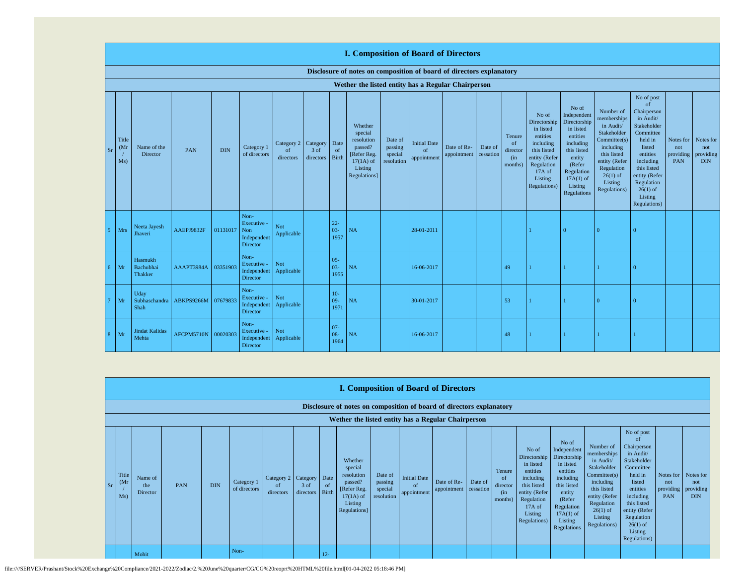## I. Composition of Board of Directors

### Disclosure of notes on composition of board of directors explanatory

### Wether the listed entity has a Regular Chairperson

| Sr | Title (Mr / Ms) | Name of the Director | PAN | DIN | Category 1 of directors | Category 2 of directors | Category 3 of directors | Date of Birth | Whether special resolution passed? [Refer Reg. 17(1A) of Listing Regulations] | Date of passing special resolution | Initial Date of appointment | Date of Re-appointment | Date of cessation | Tenure of director (in months) | No of Directorship in listed entities including this listed entity (Refer Regulation 17A of Listing Regulations) | No of Independent Directorship in listed entities including this listed entity (Refer Regulation 17A(1) of Listing Regulations | Number of memberships in Audit/ Stakeholder Committee(s) including this listed entity (Refer Regulation 26(1) of Listing Regulations) | No of post of Chairperson in Audit/ Stakeholder Committee held in listed entities including this listed entity (Refer Regulation 26(1) of Listing Regulations) | Notes for not providing PAN | Notes for not providing DIN |
|---|---|---|---|---|---|---|---|---|---|---|---|---|---|---|---|---|---|---|---|---|
| 5 | Mrs | Neeta Jayesh Jhaveri | AAEPJ9832F | 01131017 | Non-Executive - Non Independent Director | Not Applicable | | 22-03-1957 | NA | | 28-01-2011 | | | | 1 | 0 | 0 | 0 | | |
| 6 | Mr | Hasmukh Bachubhai Thakker | AAAPT3984A | 03351903 | Non-Executive - Independent Director | Not Applicable | | 05-03-1955 | NA | | 16-06-2017 | | | 49 | 1 | 1 | 1 | 0 | | |
| 7 | Mr | Uday Subhaschandra Shah | ABKPS9266M | 07679833 | Non-Executive - Independent Director | Not Applicable | | 10-09-1971 | NA | | 30-01-2017 | | | 53 | 1 | 1 | 0 | 0 | | |
| 8 | Mr | Jindat Kalidas Mehta | AFCPM5710N | 00020303 | Non-Executive - Independent Director | Not Applicable | | 07-08-1964 | NA | | 16-06-2017 | | | 48 | 1 | 1 | 1 | 1 | | |

## I. Composition of Board of Directors

### Disclosure of notes on composition of board of directors explanatory

### Wether the listed entity has a Regular Chairperson

| Sr | Title (Mr / Ms) | Name of the Director | PAN | DIN | Category 1 of directors | Category 2 of directors | Category 3 of directors | Date of Birth | Whether special resolution passed? [Refer Reg. 17(1A) of Listing Regulations] | Date of passing special resolution | Initial Date of appointment | Date of Re-appointment | Date of cessation | Tenure of director (in months) | No of Directorship in listed entities including this listed entity (Refer Regulation 17A of Listing Regulations) | No of Independent Directorship in listed entities including this listed entity (Refer Regulation 17A(1) of Listing Regulations | Number of memberships in Audit/ Stakeholder Committee(s) including this listed entity (Refer Regulation 26(1) of Listing Regulations) | No of post of Chairperson in Audit/ Stakeholder Committee held in listed entities including this listed entity (Refer Regulation 26(1) of Listing Regulations) | Notes for not providing PAN | Notes for not providing DIN |
|---|---|---|---|---|---|---|---|---|---|---|---|---|---|---|---|---|---|---|---|---|
| | | Mohit | | | Non- | | | 12- | | | | | | | | | | | | |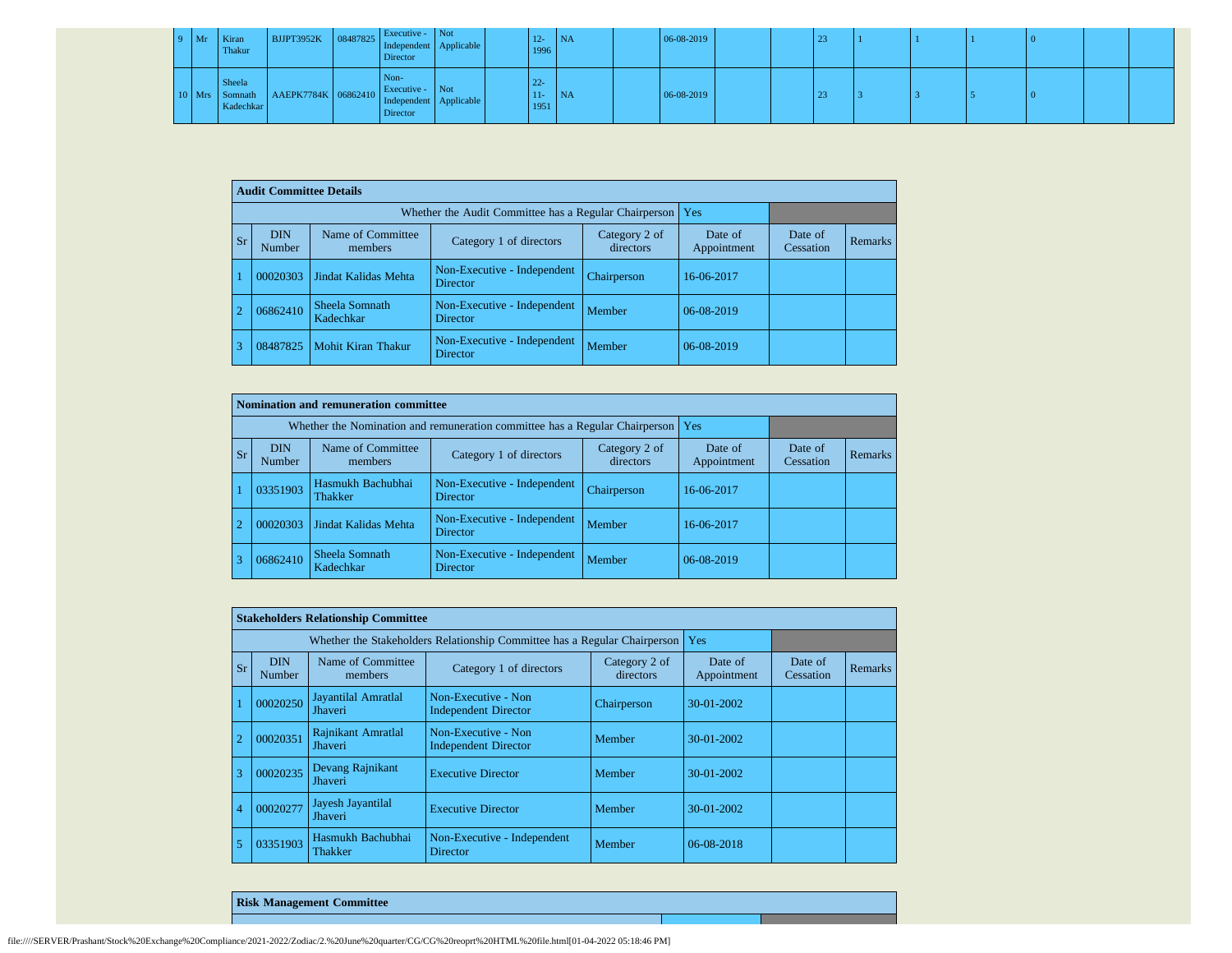| 9 | Mr | Kiran Thakur | BJJPT3952K | 08487825 | Executive - Independent Director | Not Applicable | | 12-1996 | NA | | 06-08-2019 | | | 23 | 1 | 1 | 1 | 0 | | |
|---|---|---|---|---|---|---|---|---|---|---|---|---|---|---|---|---|---|---|---|---|
| 10 | Mrs | Sheela Somnath Kadechkar | AAEPK7784K | 06862410 | Non-Executive - Independent Director | Not Applicable | | 22-11-1951 | NA | | 06-08-2019 | | | 23 | 3 | 3 | 5 | 0 | | |

| Audit Committee Details | | | | | | | |
|---|---|---|---|---|---|---|---|
| Whether the Audit Committee has a Regular Chairperson | | | | | Yes | | |
| Sr | DIN Number | Name of Committee members | Category 1 of directors | Category 2 of directors | Date of Appointment | Date of Cessation | Remarks |
| 1 | 00020303 | Jindat Kalidas Mehta | Non-Executive - Independent Director | Chairperson | 16-06-2017 | | |
| 2 | 06862410 | Sheela Somnath Kadechkar | Non-Executive - Independent Director | Member | 06-08-2019 | | |
| 3 | 08487825 | Mohit Kiran Thakur | Non-Executive - Independent Director | Member | 06-08-2019 | | |

| Nomination and remuneration committee | | | | | | | |
|---|---|---|---|---|---|---|---|
| Whether the Nomination and remuneration committee has a Regular Chairperson | | | | | Yes | | |
| Sr | DIN Number | Name of Committee members | Category 1 of directors | Category 2 of directors | Date of Appointment | Date of Cessation | Remarks |
| 1 | 03351903 | Hasmukh Bachubhai Thakker | Non-Executive - Independent Director | Chairperson | 16-06-2017 | | |
| 2 | 00020303 | Jindat Kalidas Mehta | Non-Executive - Independent Director | Member | 16-06-2017 | | |
| 3 | 06862410 | Sheela Somnath Kadechkar | Non-Executive - Independent Director | Member | 06-08-2019 | | |

| Stakeholders Relationship Committee | | | | | | | |
|---|---|---|---|---|---|---|---|
| Whether the Stakeholders Relationship Committee has a Regular Chairperson | | | | | Yes | | |
| Sr | DIN Number | Name of Committee members | Category 1 of directors | Category 2 of directors | Date of Appointment | Date of Cessation | Remarks |
| 1 | 00020250 | Jayantilal Amratlal Jhaveri | Non-Executive - Non Independent Director | Chairperson | 30-01-2002 | | |
| 2 | 00020351 | Rajnikant Amratlal Jhaveri | Non-Executive - Non Independent Director | Member | 30-01-2002 | | |
| 3 | 00020235 | Devang Rajnikant Jhaveri | Executive Director | Member | 30-01-2002 | | |
| 4 | 00020277 | Jayesh Jayantilal Jhaveri | Executive Director | Member | 30-01-2002 | | |
| 5 | 03351903 | Hasmukh Bachubhai Thakker | Non-Executive - Independent Director | Member | 06-08-2018 | | |

| Risk Management Committee |
|---|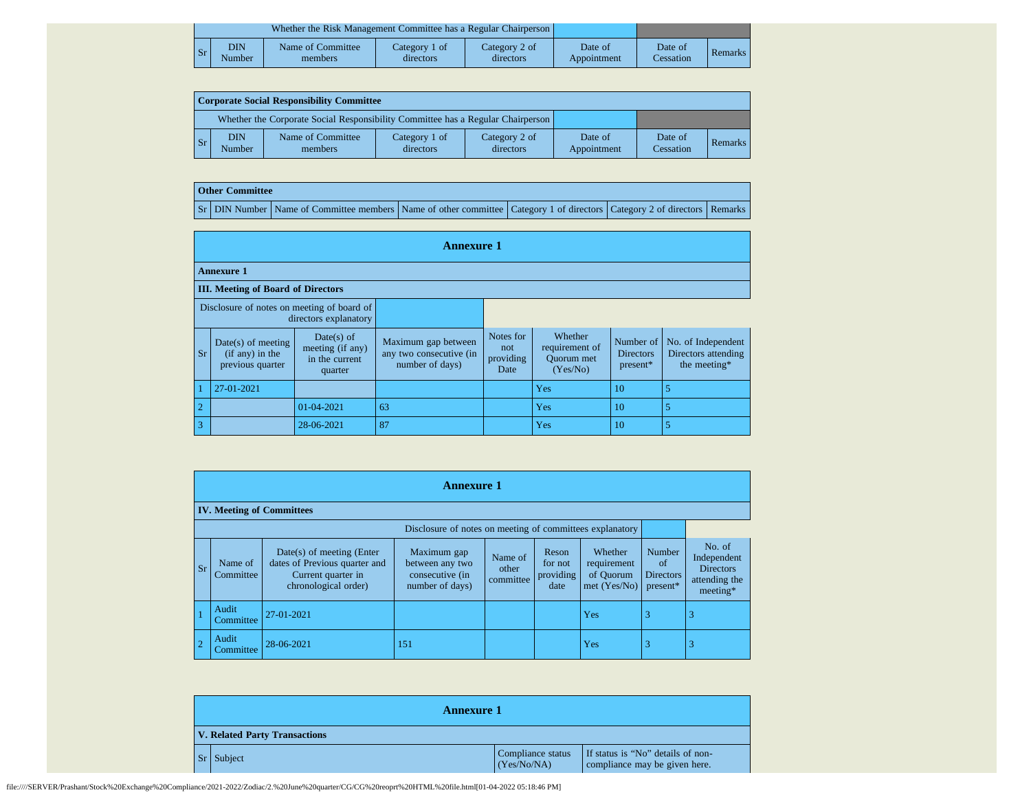| Whether the Risk Management Committee has a Regular Chairperson | | | | | | | |
|---|---|---|---|---|---|---|---|
| Sr | DIN Number | Name of Committee members | Category 1 of directors | Category 2 of directors | Date of Appointment | Date of Cessation | Remarks |

| **Corporate Social Responsibility Committee** | | | | | | | |
|---|---|---|---|---|---|---|---|
| Whether the Corporate Social Responsibility Committee has a Regular Chairperson | | | | | | | |
| Sr | DIN Number | Name of Committee members | Category 1 of directors | Category 2 of directors | Date of Appointment | Date of Cessation | Remarks |

| **Other Committee** | | | | | | |
|---|---|---|---|---|---|---|
| Sr | DIN Number | Name of Committee members | Name of other committee | Category 1 of directors | Category 2 of directors | Remarks |

## Annexure 1

**Annexure 1**

**III. Meeting of Board of Directors**

| Disclosure of notes on meeting of board of directors explanatory | | | | | | | |
|---|---|---|---|---|---|---|---|
| Sr | Date(s) of meeting (if any) in the previous quarter | Date(s) of meeting (if any) in the current quarter | Maximum gap between any two consecutive (in number of days) | Notes for not providing Date | Whether requirement of Quorum met (Yes/No) | Number of Directors present* | No. of Independent Directors attending the meeting* |
| 1 | 27-01-2021 | | | | Yes | 10 | 5 |
| 2 | | 01-04-2021 | 63 | | Yes | 10 | 5 |
| 3 | | 28-06-2021 | 87 | | Yes | 10 | 5 |

## Annexure 1

**IV. Meeting of Committees**

| Disclosure of notes on meeting of committees explanatory | | | | | | | | |
|---|---|---|---|---|---|---|---|---|
| Sr | Name of Committee | Date(s) of meeting (Enter dates of Previous quarter and Current quarter in chronological order) | Maximum gap between any two consecutive (in number of days) | Name of other committee | Reson for not providing date | Whether requirement of Quorum met (Yes/No) | Number of Directors present* | No. of Independent Directors attending the meeting* |
| 1 | Audit Committee | 27-01-2021 | | | | Yes | 3 | 3 |
| 2 | Audit Committee | 28-06-2021 | 151 | | | Yes | 3 | 3 |

## Annexure 1

**V. Related Party Transactions**

| Sr | Subject | Compliance status (Yes/No/NA) | If status is “No” details of non-compliance may be given here. |
|---|---|---|---|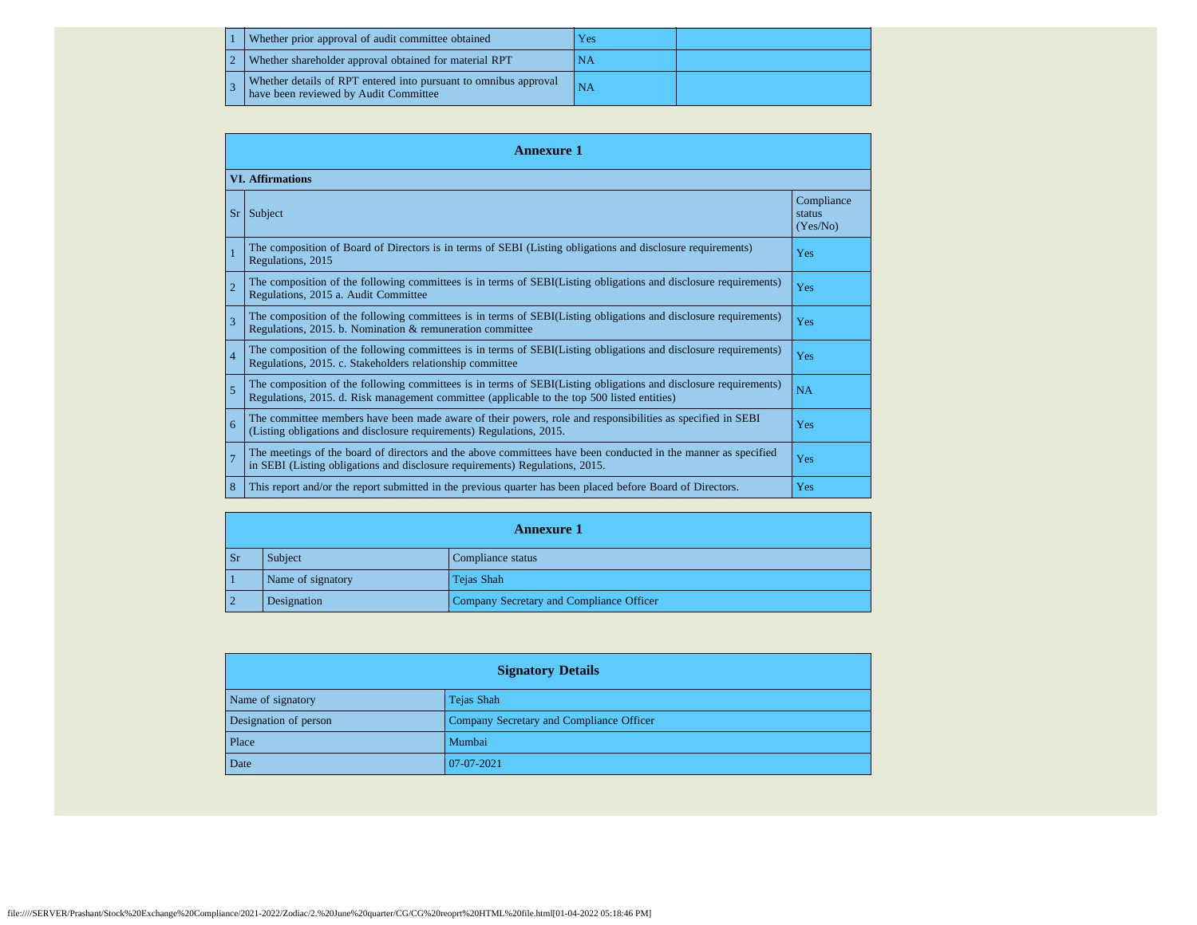| | | | |
|---|---|---|---|
| 1 | Whether prior approval of audit committee obtained | Yes | |
| 2 | Whether shareholder approval obtained for material RPT | NA | |
| 3 | Whether details of RPT entered into pursuant to omnibus approval have been reviewed by Audit Committee | NA | |

**Annexure 1**

**VI. Affirmations**

| Sr | Subject | Compliance status (Yes/No) |
|---|---|---|
| 1 | The composition of Board of Directors is in terms of SEBI (Listing obligations and disclosure requirements) Regulations, 2015 | Yes |
| 2 | The composition of the following committees is in terms of SEBI(Listing obligations and disclosure requirements) Regulations, 2015 a. Audit Committee | Yes |
| 3 | The composition of the following committees is in terms of SEBI(Listing obligations and disclosure requirements) Regulations, 2015. b. Nomination & remuneration committee | Yes |
| 4 | The composition of the following committees is in terms of SEBI(Listing obligations and disclosure requirements) Regulations, 2015. c. Stakeholders relationship committee | Yes |
| 5 | The composition of the following committees is in terms of SEBI(Listing obligations and disclosure requirements) Regulations, 2015. d. Risk management committee (applicable to the top 500 listed entities) | NA |
| 6 | The committee members have been made aware of their powers, role and responsibilities as specified in SEBI (Listing obligations and disclosure requirements) Regulations, 2015. | Yes |
| 7 | The meetings of the board of directors and the above committees have been conducted in the manner as specified in SEBI (Listing obligations and disclosure requirements) Regulations, 2015. | Yes |
| 8 | This report and/or the report submitted in the previous quarter has been placed before Board of Directors. | Yes |

**Annexure 1**

| Sr | Subject | Compliance status |
|---|---|---|
| 1 | Name of signatory | Tejas Shah |
| 2 | Designation | Company Secretary and Compliance Officer |

**Signatory Details**

| | |
|---|---|
| Name of signatory | Tejas Shah |
| Designation of person | Company Secretary and Compliance Officer |
| Place | Mumbai |
| Date | 07-07-2021 |